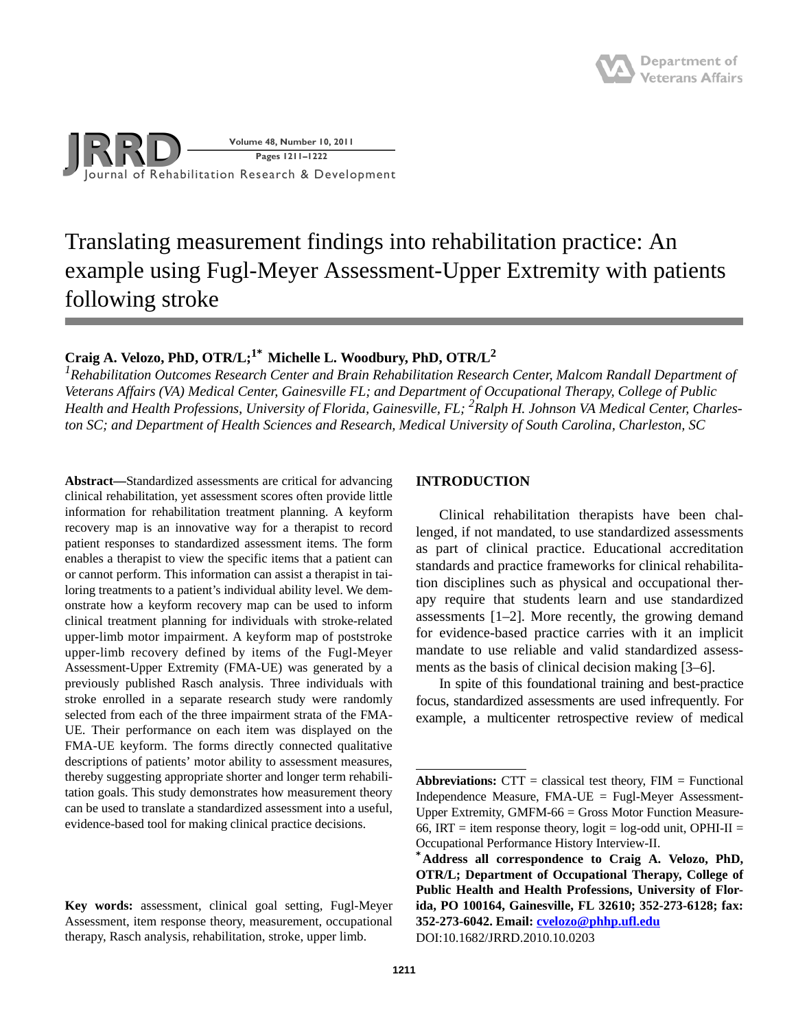# Translating measurement findings into rehabilitation practice: An example using Fugl-Meyer Assessment-Upper Extremity with patients following stroke

**Craig A. Velozo, PhD, OTR/L;[1*] Michelle L. Woodbury, PhD, OTR/L[2]**

*[1]Rehabilitation Outcomes Research Center and Brain Rehabilitation Research Center, Malcom Randall Department of Veterans Affairs (VA) Medical Center, Gainesville FL; and Department of Occupational Therapy, College of Public Health and Health Professions, University of Florida, Gainesville, FL; [2]Ralph H. Johnson VA Medical Center, Charleston SC; and Department of Health Sciences and Research, Medical University of South Carolina, Charleston, SC*

**Abstract—**Standardized assessments are critical for advancing clinical rehabilitation, yet assessment scores often provide little information for rehabilitation treatment planning. A keyform recovery map is an innovative way for a therapist to record patient responses to standardized assessment items. The form enables a therapist to view the specific items that a patient can or cannot perform. This information can assist a therapist in tailoring treatments to a patient's individual ability level. We demonstrate how a keyform recovery map can be used to inform clinical treatment planning for individuals with stroke-related upper-limb motor impairment. A keyform map of poststroke upper-limb recovery defined by items of the Fugl-Meyer Assessment-Upper Extremity (FMA-UE) was generated by a previously published Rasch analysis. Three individuals with stroke enrolled in a separate research study were randomly selected from each of the three impairment strata of the FMA-UE. Their performance on each item was displayed on the FMA-UE keyform. The forms directly connected qualitative descriptions of patients' motor ability to assessment measures, thereby suggesting appropriate shorter and longer term rehabilitation goals. This study demonstrates how measurement theory can be used to translate a standardized assessment into a useful, evidence-based tool for making clinical practice decisions.

**Key words:** assessment, clinical goal setting, Fugl-Meyer Assessment, item response theory, measurement, occupational therapy, Rasch analysis, rehabilitation, stroke, upper limb.

## INTRODUCTION

Clinical rehabilitation therapists have been challenged, if not mandated, to use standardized assessments as part of clinical practice. Educational accreditation standards and practice frameworks for clinical rehabilitation disciplines such as physical and occupational therapy require that students learn and use standardized assessments [1–2]. More recently, the growing demand for evidence-based practice carries with it an implicit mandate to use reliable and valid standardized assessments as the basis of clinical decision making [3–6].

In spite of this foundational training and best-practice focus, standardized assessments are used infrequently. For example, a multicenter retrospective review of medical

---

**Abbreviations:** CTT = classical test theory, FIM = Functional Independence Measure, FMA-UE = Fugl-Meyer Assessment-Upper Extremity, GMFM-66 = Gross Motor Function Measure-66, IRT = item response theory, logit = log-odd unit, OPHI-II = Occupational Performance History Interview-II.

[*]**Address all correspondence to Craig A. Velozo, PhD, OTR/L; Department of Occupational Therapy, College of Public Health and Health Professions, University of Florida, PO 100164, Gainesville, FL 32610; 352-273-6128; fax: 352-273-6042. Email: cvelozo@phhp.ufl.edu**

DOI:10.1682/JRRD.2010.10.0203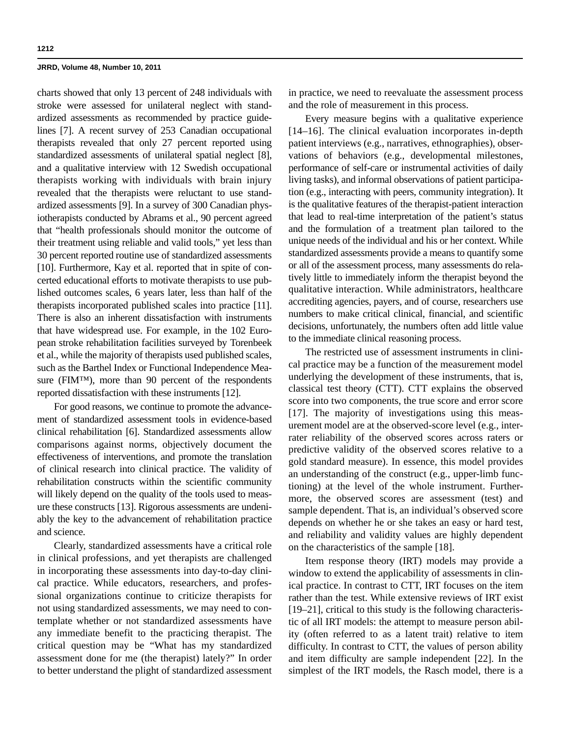charts showed that only 13 percent of 248 individuals with stroke were assessed for unilateral neglect with standardized assessments as recommended by practice guidelines [7]. A recent survey of 253 Canadian occupational therapists revealed that only 27 percent reported using standardized assessments of unilateral spatial neglect [8], and a qualitative interview with 12 Swedish occupational therapists working with individuals with brain injury revealed that the therapists were reluctant to use standardized assessments [9]. In a survey of 300 Canadian physiotherapists conducted by Abrams et al., 90 percent agreed that "health professionals should monitor the outcome of their treatment using reliable and valid tools," yet less than 30 percent reported routine use of standardized assessments [10]. Furthermore, Kay et al. reported that in spite of concerted educational efforts to motivate therapists to use published outcomes scales, 6 years later, less than half of the therapists incorporated published scales into practice [11]. There is also an inherent dissatisfaction with instruments that have widespread use. For example, in the 102 European stroke rehabilitation facilities surveyed by Torenbeek et al., while the majority of therapists used published scales, such as the Barthel Index or Functional Independence Measure (FIM™), more than 90 percent of the respondents reported dissatisfaction with these instruments [12].

For good reasons, we continue to promote the advancement of standardized assessment tools in evidence-based clinical rehabilitation [6]. Standardized assessments allow comparisons against norms, objectively document the effectiveness of interventions, and promote the translation of clinical research into clinical practice. The validity of rehabilitation constructs within the scientific community will likely depend on the quality of the tools used to measure these constructs [13]. Rigorous assessments are undeniably the key to the advancement of rehabilitation practice and science.

Clearly, standardized assessments have a critical role in clinical professions, and yet therapists are challenged in incorporating these assessments into day-to-day clinical practice. While educators, researchers, and professional organizations continue to criticize therapists for not using standardized assessments, we may need to contemplate whether or not standardized assessments have any immediate benefit to the practicing therapist. The critical question may be "What has my standardized assessment done for me (the therapist) lately?" In order to better understand the plight of standardized assessment in practice, we need to reevaluate the assessment process and the role of measurement in this process.

Every measure begins with a qualitative experience [14–16]. The clinical evaluation incorporates in-depth patient interviews (e.g., narratives, ethnographies), observations of behaviors (e.g., developmental milestones, performance of self-care or instrumental activities of daily living tasks), and informal observations of patient participation (e.g., interacting with peers, community integration). It is the qualitative features of the therapist-patient interaction that lead to real-time interpretation of the patient's status and the formulation of a treatment plan tailored to the unique needs of the individual and his or her context. While standardized assessments provide a means to quantify some or all of the assessment process, many assessments do relatively little to immediately inform the therapist beyond the qualitative interaction. While administrators, healthcare accrediting agencies, payers, and of course, researchers use numbers to make critical clinical, financial, and scientific decisions, unfortunately, the numbers often add little value to the immediate clinical reasoning process.

The restricted use of assessment instruments in clinical practice may be a function of the measurement model underlying the development of these instruments, that is, classical test theory (CTT). CTT explains the observed score into two components, the true score and error score [17]. The majority of investigations using this measurement model are at the observed-score level (e.g., interrater reliability of the observed scores across raters or predictive validity of the observed scores relative to a gold standard measure). In essence, this model provides an understanding of the construct (e.g., upper-limb functioning) at the level of the whole instrument. Furthermore, the observed scores are assessment (test) and sample dependent. That is, an individual's observed score depends on whether he or she takes an easy or hard test, and reliability and validity values are highly dependent on the characteristics of the sample [18].

Item response theory (IRT) models may provide a window to extend the applicability of assessments in clinical practice. In contrast to CTT, IRT focuses on the item rather than the test. While extensive reviews of IRT exist [19–21], critical to this study is the following characteristic of all IRT models: the attempt to measure person ability (often referred to as a latent trait) relative to item difficulty. In contrast to CTT, the values of person ability and item difficulty are sample independent [22]. In the simplest of the IRT models, the Rasch model, there is a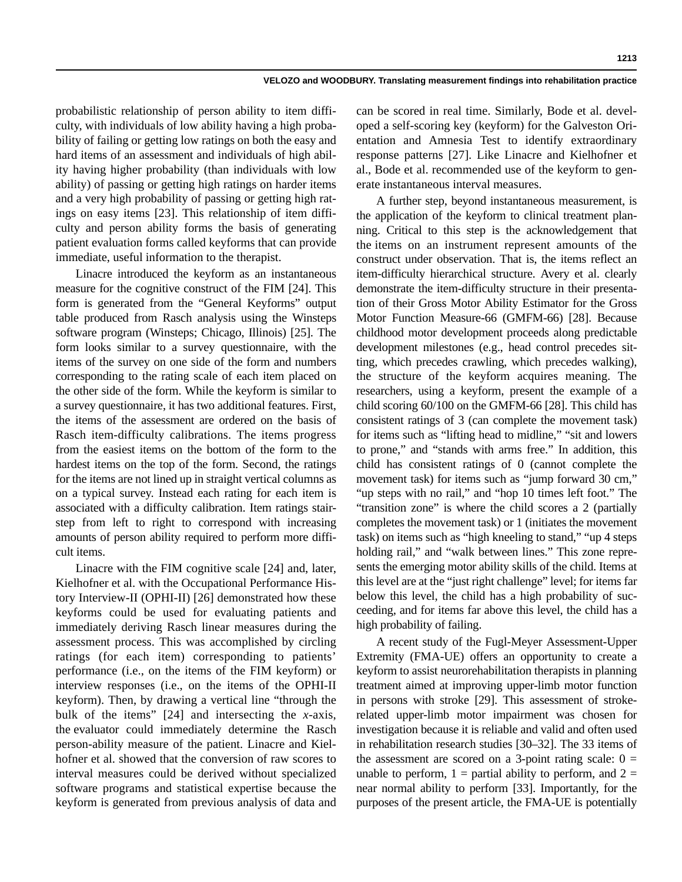probabilistic relationship of person ability to item difficulty, with individuals of low ability having a high probability of failing or getting low ratings on both the easy and hard items of an assessment and individuals of high ability having higher probability (than individuals with low ability) of passing or getting high ratings on harder items and a very high probability of passing or getting high ratings on easy items [23]. This relationship of item difficulty and person ability forms the basis of generating patient evaluation forms called keyforms that can provide immediate, useful information to the therapist.

Linacre introduced the keyform as an instantaneous measure for the cognitive construct of the FIM [24]. This form is generated from the "General Keyforms" output table produced from Rasch analysis using the Winsteps software program (Winsteps; Chicago, Illinois) [25]. The form looks similar to a survey questionnaire, with the items of the survey on one side of the form and numbers corresponding to the rating scale of each item placed on the other side of the form. While the keyform is similar to a survey questionnaire, it has two additional features. First, the items of the assessment are ordered on the basis of Rasch item-difficulty calibrations. The items progress from the easiest items on the bottom of the form to the hardest items on the top of the form. Second, the ratings for the items are not lined up in straight vertical columns as on a typical survey. Instead each rating for each item is associated with a difficulty calibration. Item ratings stair-step from left to right to correspond with increasing amounts of person ability required to perform more difficult items.

Linacre with the FIM cognitive scale [24] and, later, Kielhofner et al. with the Occupational Performance History Interview-II (OPHI-II) [26] demonstrated how these keyforms could be used for evaluating patients and immediately deriving Rasch linear measures during the assessment process. This was accomplished by circling ratings (for each item) corresponding to patients' performance (i.e., on the items of the FIM keyform) or interview responses (i.e., on the items of the OPHI-II keyform). Then, by drawing a vertical line "through the bulk of the items" [24] and intersecting the *x*-axis, the evaluator could immediately determine the Rasch person-ability measure of the patient. Linacre and Kielhofner et al. showed that the conversion of raw scores to interval measures could be derived without specialized software programs and statistical expertise because the keyform is generated from previous analysis of data and can be scored in real time. Similarly, Bode et al. developed a self-scoring key (keyform) for the Galveston Orientation and Amnesia Test to identify extraordinary response patterns [27]. Like Linacre and Kielhofner et al., Bode et al. recommended use of the keyform to generate instantaneous interval measures.

A further step, beyond instantaneous measurement, is the application of the keyform to clinical treatment planning. Critical to this step is the acknowledgement that the items on an instrument represent amounts of the construct under observation. That is, the items reflect an item-difficulty hierarchical structure. Avery et al. clearly demonstrate the item-difficulty structure in their presentation of their Gross Motor Ability Estimator for the Gross Motor Function Measure-66 (GMFM-66) [28]. Because childhood motor development proceeds along predictable development milestones (e.g., head control precedes sitting, which precedes crawling, which precedes walking), the structure of the keyform acquires meaning. The researchers, using a keyform, present the example of a child scoring 60/100 on the GMFM-66 [28]. This child has consistent ratings of 3 (can complete the movement task) for items such as "lifting head to midline," "sit and lowers to prone," and "stands with arms free." In addition, this child has consistent ratings of 0 (cannot complete the movement task) for items such as "jump forward 30 cm," "up steps with no rail," and "hop 10 times left foot." The "transition zone" is where the child scores a 2 (partially completes the movement task) or 1 (initiates the movement task) on items such as "high kneeling to stand," "up 4 steps holding rail," and "walk between lines." This zone represents the emerging motor ability skills of the child. Items at this level are at the "just right challenge" level; for items far below this level, the child has a high probability of succeeding, and for items far above this level, the child has a high probability of failing.

A recent study of the Fugl-Meyer Assessment-Upper Extremity (FMA-UE) offers an opportunity to create a keyform to assist neurorehabilitation therapists in planning treatment aimed at improving upper-limb motor function in persons with stroke [29]. This assessment of stroke-related upper-limb motor impairment was chosen for investigation because it is reliable and valid and often used in rehabilitation research studies [30–32]. The 33 items of the assessment are scored on a 3-point rating scale: 0 = unable to perform, 1 = partial ability to perform, and 2 = near normal ability to perform [33]. Importantly, for the purposes of the present article, the FMA-UE is potentially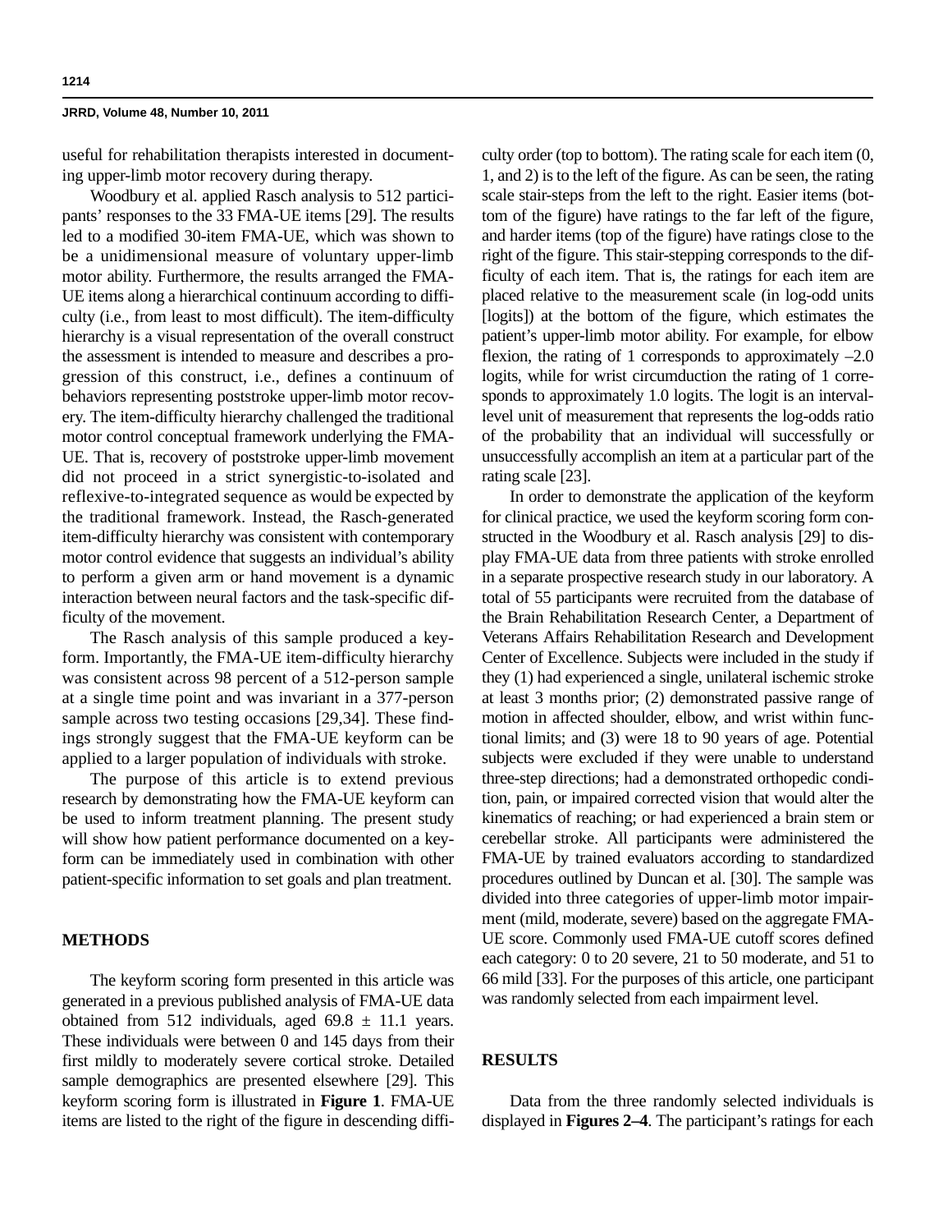useful for rehabilitation therapists interested in documenting upper-limb motor recovery during therapy.

Woodbury et al. applied Rasch analysis to 512 participants' responses to the 33 FMA-UE items [29]. The results led to a modified 30-item FMA-UE, which was shown to be a unidimensional measure of voluntary upper-limb motor ability. Furthermore, the results arranged the FMA-UE items along a hierarchical continuum according to difficulty (i.e., from least to most difficult). The item-difficulty hierarchy is a visual representation of the overall construct the assessment is intended to measure and describes a progression of this construct, i.e., defines a continuum of behaviors representing poststroke upper-limb motor recovery. The item-difficulty hierarchy challenged the traditional motor control conceptual framework underlying the FMA-UE. That is, recovery of poststroke upper-limb movement did not proceed in a strict synergistic-to-isolated and reflexive-to-integrated sequence as would be expected by the traditional framework. Instead, the Rasch-generated item-difficulty hierarchy was consistent with contemporary motor control evidence that suggests an individual's ability to perform a given arm or hand movement is a dynamic interaction between neural factors and the task-specific difficulty of the movement.

The Rasch analysis of this sample produced a keyform. Importantly, the FMA-UE item-difficulty hierarchy was consistent across 98 percent of a 512-person sample at a single time point and was invariant in a 377-person sample across two testing occasions [29,34]. These findings strongly suggest that the FMA-UE keyform can be applied to a larger population of individuals with stroke.

The purpose of this article is to extend previous research by demonstrating how the FMA-UE keyform can be used to inform treatment planning. The present study will show how patient performance documented on a keyform can be immediately used in combination with other patient-specific information to set goals and plan treatment.

## METHODS

The keyform scoring form presented in this article was generated in a previous published analysis of FMA-UE data obtained from 512 individuals, aged 69.8 ± 11.1 years. These individuals were between 0 and 145 days from their first mildly to moderately severe cortical stroke. Detailed sample demographics are presented elsewhere [29]. This keyform scoring form is illustrated in **Figure 1**. FMA-UE items are listed to the right of the figure in descending difficulty order (top to bottom). The rating scale for each item (0, 1, and 2) is to the left of the figure. As can be seen, the rating scale stair-steps from the left to the right. Easier items (bottom of the figure) have ratings to the far left of the figure, and harder items (top of the figure) have ratings close to the right of the figure. This stair-stepping corresponds to the difficulty of each item. That is, the ratings for each item are placed relative to the measurement scale (in log-odd units [logits]) at the bottom of the figure, which estimates the patient's upper-limb motor ability. For example, for elbow flexion, the rating of 1 corresponds to approximately –2.0 logits, while for wrist circumduction the rating of 1 corresponds to approximately 1.0 logits. The logit is an interval-level unit of measurement that represents the log-odds ratio of the probability that an individual will successfully or unsuccessfully accomplish an item at a particular part of the rating scale [23].

In order to demonstrate the application of the keyform for clinical practice, we used the keyform scoring form constructed in the Woodbury et al. Rasch analysis [29] to display FMA-UE data from three patients with stroke enrolled in a separate prospective research study in our laboratory. A total of 55 participants were recruited from the database of the Brain Rehabilitation Research Center, a Department of Veterans Affairs Rehabilitation Research and Development Center of Excellence. Subjects were included in the study if they (1) had experienced a single, unilateral ischemic stroke at least 3 months prior; (2) demonstrated passive range of motion in affected shoulder, elbow, and wrist within functional limits; and (3) were 18 to 90 years of age. Potential subjects were excluded if they were unable to understand three-step directions; had a demonstrated orthopedic condition, pain, or impaired corrected vision that would alter the kinematics of reaching; or had experienced a brain stem or cerebellar stroke. All participants were administered the FMA-UE by trained evaluators according to standardized procedures outlined by Duncan et al. [30]. The sample was divided into three categories of upper-limb motor impairment (mild, moderate, severe) based on the aggregate FMA-UE score. Commonly used FMA-UE cutoff scores defined each category: 0 to 20 severe, 21 to 50 moderate, and 51 to 66 mild [33]. For the purposes of this article, one participant was randomly selected from each impairment level.

## RESULTS

Data from the three randomly selected individuals is displayed in **Figures 2–4**. The participant's ratings for each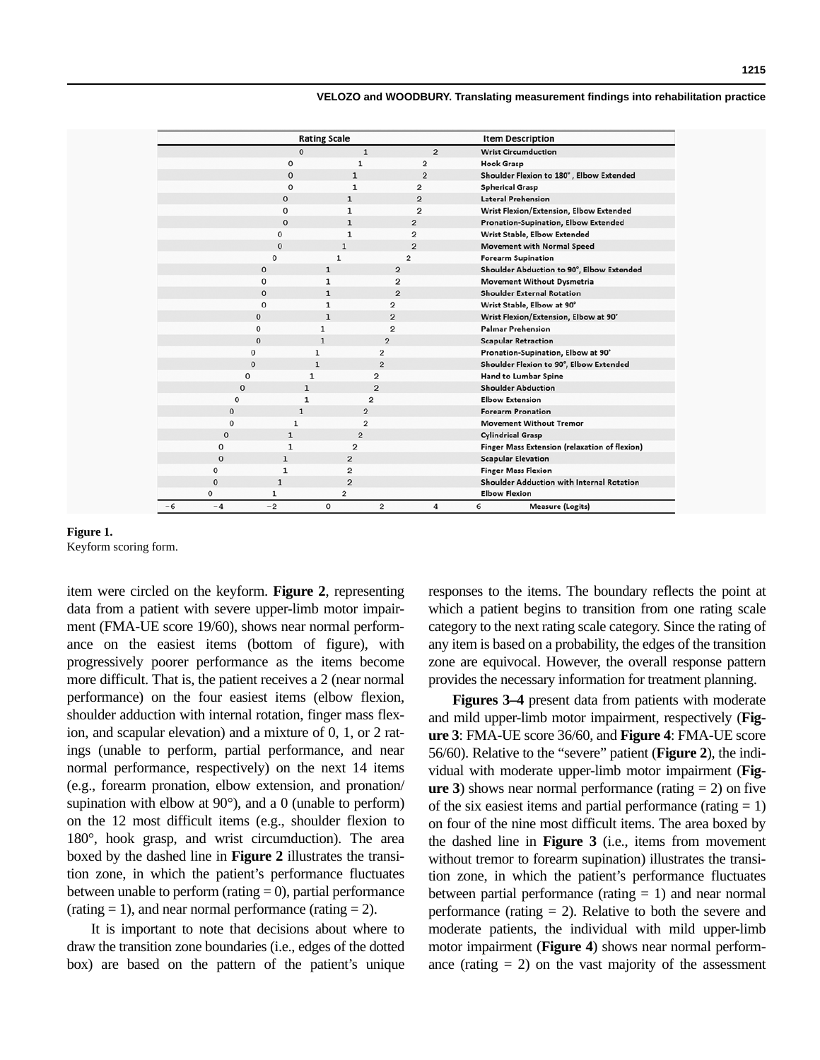| Rating Scale | Item Description |
|---|---|
| 0 1 2 | Wrist Circumduction |
| 0 1 2 | Hook Grasp |
| 0 1 2 | Shoulder Flexion to 180°, Elbow Extended |
| 0 1 2 | Spherical Grasp |
| 0 1 2 | Lateral Prehension |
| 0 1 2 | Wrist Flexion/Extension, Elbow Extended |
| 0 1 2 | Pronation-Supination, Elbow Extended |
| 0 1 2 | Wrist Stable, Elbow Extended |
| 0 1 2 | Movement with Normal Speed |
| 0 1 2 | Forearm Supination |
| 0 1 2 | Shoulder Abduction to 90°, Elbow Extended |
| 0 1 2 | Movement Without Dysmetria |
| 0 1 2 | Shoulder External Rotation |
| 0 1 2 | Wrist Stable, Elbow at 90° |
| 0 1 2 | Wrist Flexion/Extension, Elbow at 90° |
| 0 1 2 | Palmar Prehension |
| 0 1 2 | Scapular Retraction |
| 0 1 2 | Pronation-Supination, Elbow at 90° |
| 0 1 2 | Shoulder Flexion to 90°, Elbow Extended |
| 0 1 2 | Hand to Lumbar Spine |
| 0 1 2 | Shoulder Abduction |
| 0 1 2 | Elbow Extension |
| 0 1 2 | Forearm Pronation |
| 0 1 2 | Movement Without Tremor |
| 0 1 2 | Cylindrical Grasp |
| 0 1 2 | Finger Mass Extension (relaxation of flexion) |
| 0 1 2 | Scapular Elevation |
| 0 1 2 | Finger Mass Flexion |
| 0 1 2 | Shoulder Adduction with Internal Rotation |
| 0 1 2 | Elbow Flexion |
| −6 −4 −2 0 2 4 6 | Measure (Logits) |

**Figure 1.**
Keyform scoring form.

item were circled on the keyform. **Figure 2**, representing data from a patient with severe upper-limb motor impairment (FMA-UE score 19/60), shows near normal performance on the easiest items (bottom of figure), with progressively poorer performance as the items become more difficult. That is, the patient receives a 2 (near normal performance) on the four easiest items (elbow flexion, shoulder adduction with internal rotation, finger mass flexion, and scapular elevation) and a mixture of 0, 1, or 2 ratings (unable to perform, partial performance, and near normal performance, respectively) on the next 14 items (e.g., forearm pronation, elbow extension, and pronation/supination with elbow at 90°), and a 0 (unable to perform) on the 12 most difficult items (e.g., shoulder flexion to 180°, hook grasp, and wrist circumduction). The area boxed by the dashed line in **Figure 2** illustrates the transition zone, in which the patient's performance fluctuates between unable to perform (rating = 0), partial performance (rating = 1), and near normal performance (rating = 2).

It is important to note that decisions about where to draw the transition zone boundaries (i.e., edges of the dotted box) are based on the pattern of the patient's unique responses to the items. The boundary reflects the point at which a patient begins to transition from one rating scale category to the next rating scale category. Since the rating of any item is based on a probability, the edges of the transition zone are equivocal. However, the overall response pattern provides the necessary information for treatment planning.

**Figures 3–4** present data from patients with moderate and mild upper-limb motor impairment, respectively (**Figure 3**: FMA-UE score 36/60, and **Figure 4**: FMA-UE score 56/60). Relative to the "severe" patient (**Figure 2**), the individual with moderate upper-limb motor impairment (**Figure 3**) shows near normal performance (rating = 2) on five of the six easiest items and partial performance (rating = 1) on four of the nine most difficult items. The area boxed by the dashed line in **Figure 3** (i.e., items from movement without tremor to forearm supination) illustrates the transition zone, in which the patient's performance fluctuates between partial performance (rating = 1) and near normal performance (rating = 2). Relative to both the severe and moderate patients, the individual with mild upper-limb motor impairment (**Figure 4**) shows near normal performance (rating = 2) on the vast majority of the assessment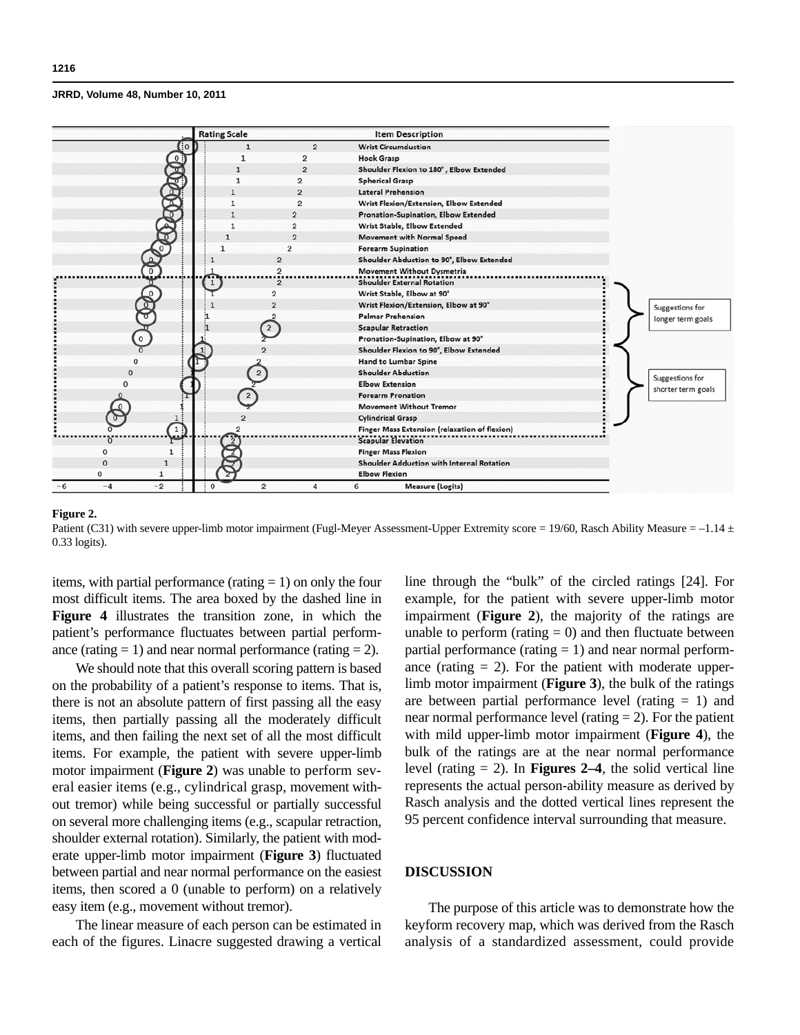**Figure 2.**
Patient (C31) with severe upper-limb motor impairment (Fugl-Meyer Assessment-Upper Extremity score = 19/60, Rasch Ability Measure = –1.14 ± 0.33 logits).

items, with partial performance (rating = 1) on only the four most difficult items. The area boxed by the dashed line in **Figure 4** illustrates the transition zone, in which the patient's performance fluctuates between partial performance (rating = 1) and near normal performance (rating = 2).

We should note that this overall scoring pattern is based on the probability of a patient's response to items. That is, there is not an absolute pattern of first passing all the easy items, then partially passing all the moderately difficult items, and then failing the next set of all the most difficult items. For example, the patient with severe upper-limb motor impairment (**Figure 2**) was unable to perform several easier items (e.g., cylindrical grasp, movement without tremor) while being successful or partially successful on several more challenging items (e.g., scapular retraction, shoulder external rotation). Similarly, the patient with moderate upper-limb motor impairment (**Figure 3**) fluctuated between partial and near normal performance on the easiest items, then scored a 0 (unable to perform) on a relatively easy item (e.g., movement without tremor).

The linear measure of each person can be estimated in each of the figures. Linacre suggested drawing a vertical line through the "bulk" of the circled ratings [24]. For example, for the patient with severe upper-limb motor impairment (**Figure 2**), the majority of the ratings are unable to perform (rating = 0) and then fluctuate between partial performance (rating = 1) and near normal performance (rating = 2). For the patient with moderate upper-limb motor impairment (**Figure 3**), the bulk of the ratings are between partial performance level (rating = 1) and near normal performance level (rating = 2). For the patient with mild upper-limb motor impairment (**Figure 4**), the bulk of the ratings are at the near normal performance level (rating = 2). In **Figures 2–4**, the solid vertical line represents the actual person-ability measure as derived by Rasch analysis and the dotted vertical lines represent the 95 percent confidence interval surrounding that measure.

## DISCUSSION

The purpose of this article was to demonstrate how the keyform recovery map, which was derived from the Rasch analysis of a standardized assessment, could provide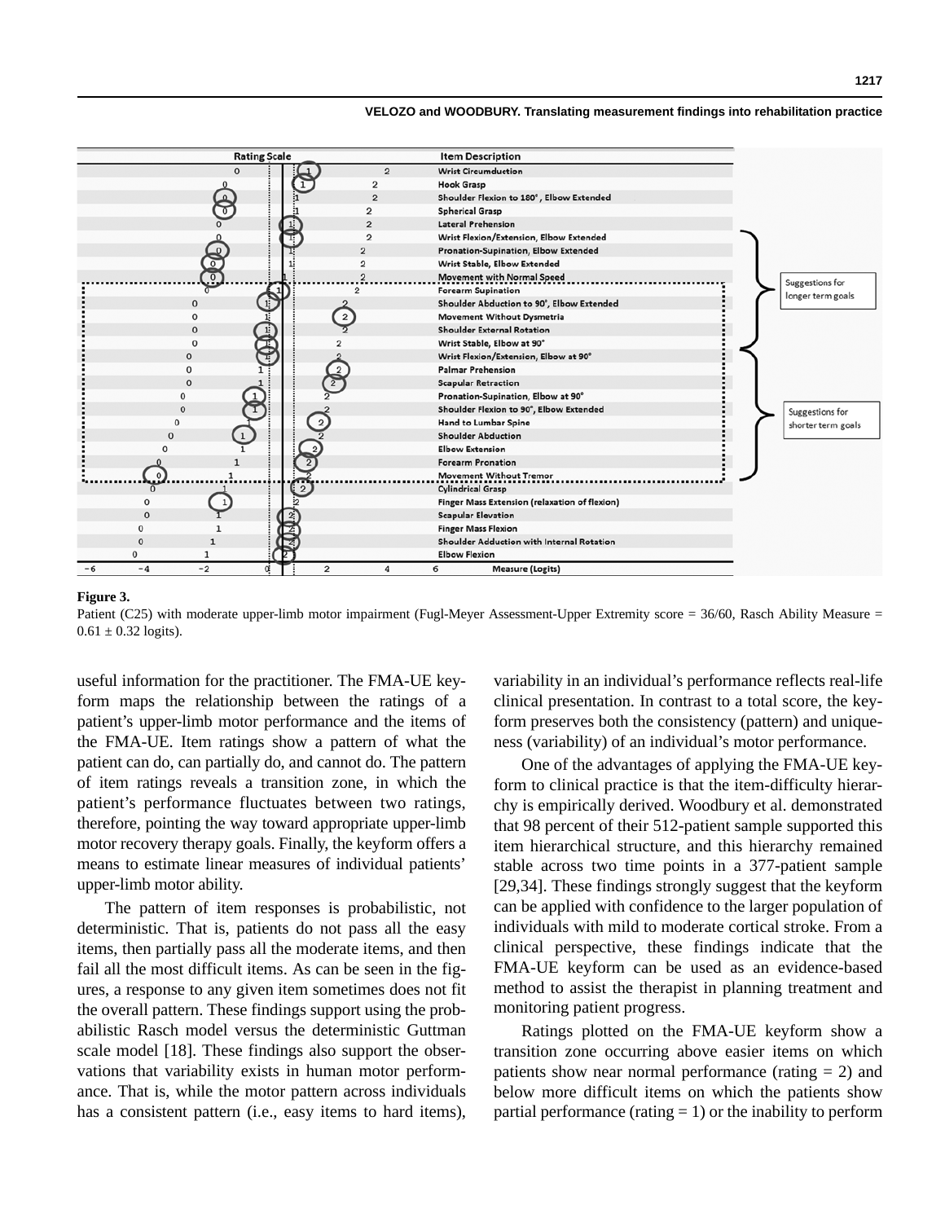Rating Scale

Item Description

Wrist Circumduction

Hook Grasp

Shoulder Flexion to 180°, Elbow Extended

Spherical Grasp

Lateral Prehension

Wrist Flexion/Extension, Elbow Extended

Pronation-Supination, Elbow Extended

Wrist Stable, Elbow Extended

Movement with Normal Speed

Forearm Supination

Shoulder Abduction to 90°, Elbow Extended

Movement Without Dysmetria

Shoulder External Rotation

Wrist Stable, Elbow at 90°

Wrist Flexion/Extension, Elbow at 90°

Palmar Prehension

Scapular Retraction

Pronation-Supination, Elbow at 90°

Shoulder Flexion to 90°, Elbow Extended

Hand to Lumbar Spine

Shoulder Abduction

Elbow Extension

Forearm Pronation

Movement Without Tremor

Cylindrical Grasp

Finger Mass Extension (relaxation of flexion)

Scapular Elevation

Finger Mass Flexion

Shoulder Adduction with Internal Rotation

Elbow Flexion

−6 −4 −2 0 2 4 6 Measure (Logits)

Suggestions for longer term goals

Suggestions for shorter term goals

**Figure 3.**

Patient (C25) with moderate upper-limb motor impairment (Fugl-Meyer Assessment-Upper Extremity score = 36/60, Rasch Ability Measure = 0.61 ± 0.32 logits).

useful information for the practitioner. The FMA-UE keyform maps the relationship between the ratings of a patient's upper-limb motor performance and the items of the FMA-UE. Item ratings show a pattern of what the patient can do, can partially do, and cannot do. The pattern of item ratings reveals a transition zone, in which the patient's performance fluctuates between two ratings, therefore, pointing the way toward appropriate upper-limb motor recovery therapy goals. Finally, the keyform offers a means to estimate linear measures of individual patients' upper-limb motor ability.

The pattern of item responses is probabilistic, not deterministic. That is, patients do not pass all the easy items, then partially pass all the moderate items, and then fail all the most difficult items. As can be seen in the figures, a response to any given item sometimes does not fit the overall pattern. These findings support using the probabilistic Rasch model versus the deterministic Guttman scale model [18]. These findings also support the observations that variability exists in human motor performance. That is, while the motor pattern across individuals has a consistent pattern (i.e., easy items to hard items), variability in an individual's performance reflects real-life clinical presentation. In contrast to a total score, the keyform preserves both the consistency (pattern) and uniqueness (variability) of an individual's motor performance.

One of the advantages of applying the FMA-UE keyform to clinical practice is that the item-difficulty hierarchy is empirically derived. Woodbury et al. demonstrated that 98 percent of their 512-patient sample supported this item hierarchical structure, and this hierarchy remained stable across two time points in a 377-patient sample [29,34]. These findings strongly suggest that the keyform can be applied with confidence to the larger population of individuals with mild to moderate cortical stroke. From a clinical perspective, these findings indicate that the FMA-UE keyform can be used as an evidence-based method to assist the therapist in planning treatment and monitoring patient progress.

Ratings plotted on the FMA-UE keyform show a transition zone occurring above easier items on which patients show near normal performance (rating = 2) and below more difficult items on which the patients show partial performance (rating = 1) or the inability to perform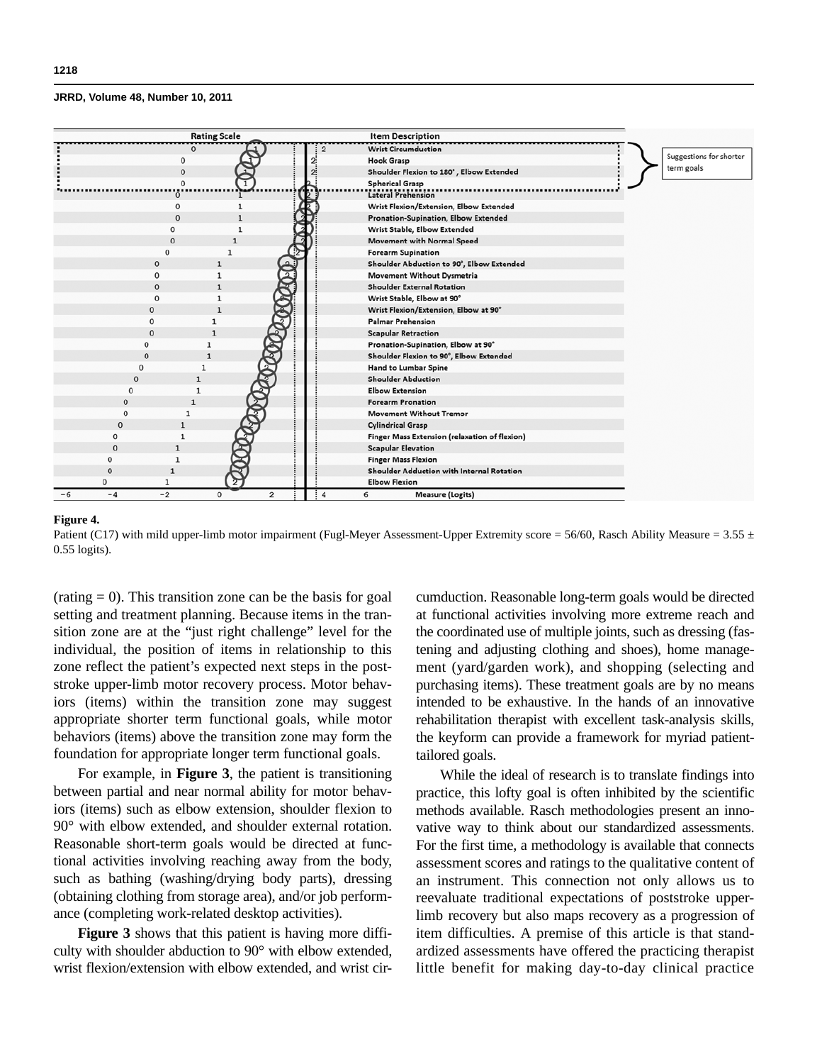**Figure 4.**

Patient (C17) with mild upper-limb motor impairment (Fugl-Meyer Assessment-Upper Extremity score = 56/60, Rasch Ability Measure = 3.55 ± 0.55 logits).

(rating = 0). This transition zone can be the basis for goal setting and treatment planning. Because items in the transition zone are at the "just right challenge" level for the individual, the position of items in relationship to this zone reflect the patient's expected next steps in the poststroke upper-limb motor recovery process. Motor behaviors (items) within the transition zone may suggest appropriate shorter term functional goals, while motor behaviors (items) above the transition zone may form the foundation for appropriate longer term functional goals.

For example, in **Figure 3**, the patient is transitioning between partial and near normal ability for motor behaviors (items) such as elbow extension, shoulder flexion to 90° with elbow extended, and shoulder external rotation. Reasonable short-term goals would be directed at functional activities involving reaching away from the body, such as bathing (washing/drying body parts), dressing (obtaining clothing from storage area), and/or job performance (completing work-related desktop activities).

**Figure 3** shows that this patient is having more difficulty with shoulder abduction to 90° with elbow extended, wrist flexion/extension with elbow extended, and wrist circumduction. Reasonable long-term goals would be directed at functional activities involving more extreme reach and the coordinated use of multiple joints, such as dressing (fastening and adjusting clothing and shoes), home management (yard/garden work), and shopping (selecting and purchasing items). These treatment goals are by no means intended to be exhaustive. In the hands of an innovative rehabilitation therapist with excellent task-analysis skills, the keyform can provide a framework for myriad patient-tailored goals.

While the ideal of research is to translate findings into practice, this lofty goal is often inhibited by the scientific methods available. Rasch methodologies present an innovative way to think about our standardized assessments. For the first time, a methodology is available that connects assessment scores and ratings to the qualitative content of an instrument. This connection not only allows us to reevaluate traditional expectations of poststroke upper-limb recovery but also maps recovery as a progression of item difficulties. A premise of this article is that standardized assessments have offered the practicing therapist little benefit for making day-to-day clinical practice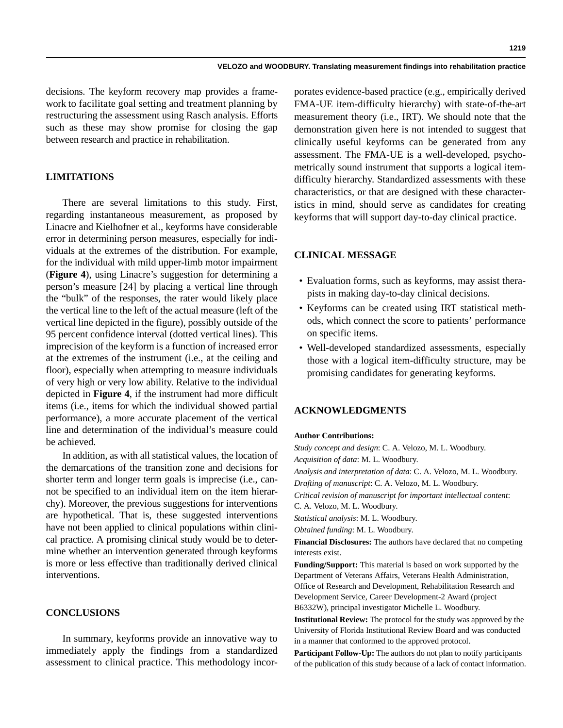decisions. The keyform recovery map provides a framework to facilitate goal setting and treatment planning by restructuring the assessment using Rasch analysis. Efforts such as these may show promise for closing the gap between research and practice in rehabilitation.

## LIMITATIONS

There are several limitations to this study. First, regarding instantaneous measurement, as proposed by Linacre and Kielhofner et al., keyforms have considerable error in determining person measures, especially for individuals at the extremes of the distribution. For example, for the individual with mild upper-limb motor impairment (**Figure 4**), using Linacre's suggestion for determining a person's measure [24] by placing a vertical line through the "bulk" of the responses, the rater would likely place the vertical line to the left of the actual measure (left of the vertical line depicted in the figure), possibly outside of the 95 percent confidence interval (dotted vertical lines). This imprecision of the keyform is a function of increased error at the extremes of the instrument (i.e., at the ceiling and floor), especially when attempting to measure individuals of very high or very low ability. Relative to the individual depicted in **Figure 4**, if the instrument had more difficult items (i.e., items for which the individual showed partial performance), a more accurate placement of the vertical line and determination of the individual's measure could be achieved.

In addition, as with all statistical values, the location of the demarcations of the transition zone and decisions for shorter term and longer term goals is imprecise (i.e., cannot be specified to an individual item on the item hierarchy). Moreover, the previous suggestions for interventions are hypothetical. That is, these suggested interventions have not been applied to clinical populations within clinical practice. A promising clinical study would be to determine whether an intervention generated through keyforms is more or less effective than traditionally derived clinical interventions.

## CONCLUSIONS

In summary, keyforms provide an innovative way to immediately apply the findings from a standardized assessment to clinical practice. This methodology incorporates evidence-based practice (e.g., empirically derived FMA-UE item-difficulty hierarchy) with state-of-the-art measurement theory (i.e., IRT). We should note that the demonstration given here is not intended to suggest that clinically useful keyforms can be generated from any assessment. The FMA-UE is a well-developed, psychometrically sound instrument that supports a logical item-difficulty hierarchy. Standardized assessments with these characteristics, or that are designed with these characteristics in mind, should serve as candidates for creating keyforms that will support day-to-day clinical practice.

## CLINICAL MESSAGE

- Evaluation forms, such as keyforms, may assist therapists in making day-to-day clinical decisions.
- Keyforms can be created using IRT statistical methods, which connect the score to patients' performance on specific items.
- Well-developed standardized assessments, especially those with a logical item-difficulty structure, may be promising candidates for generating keyforms.

## ACKNOWLEDGMENTS

**Author Contributions:**

*Study concept and design*: C. A. Velozo, M. L. Woodbury.

*Acquisition of data*: M. L. Woodbury.

*Analysis and interpretation of data*: C. A. Velozo, M. L. Woodbury.

*Drafting of manuscript*: C. A. Velozo, M. L. Woodbury.

*Critical revision of manuscript for important intellectual content*: C. A. Velozo, M. L. Woodbury.

*Statistical analysis*: M. L. Woodbury.

*Obtained funding*: M. L. Woodbury.

**Financial Disclosures:** The authors have declared that no competing interests exist.

**Funding/Support:** This material is based on work supported by the Department of Veterans Affairs, Veterans Health Administration, Office of Research and Development, Rehabilitation Research and Development Service, Career Development-2 Award (project B6332W), principal investigator Michelle L. Woodbury.

**Institutional Review:** The protocol for the study was approved by the University of Florida Institutional Review Board and was conducted in a manner that conformed to the approved protocol.

**Participant Follow-Up:** The authors do not plan to notify participants of the publication of this study because of a lack of contact information.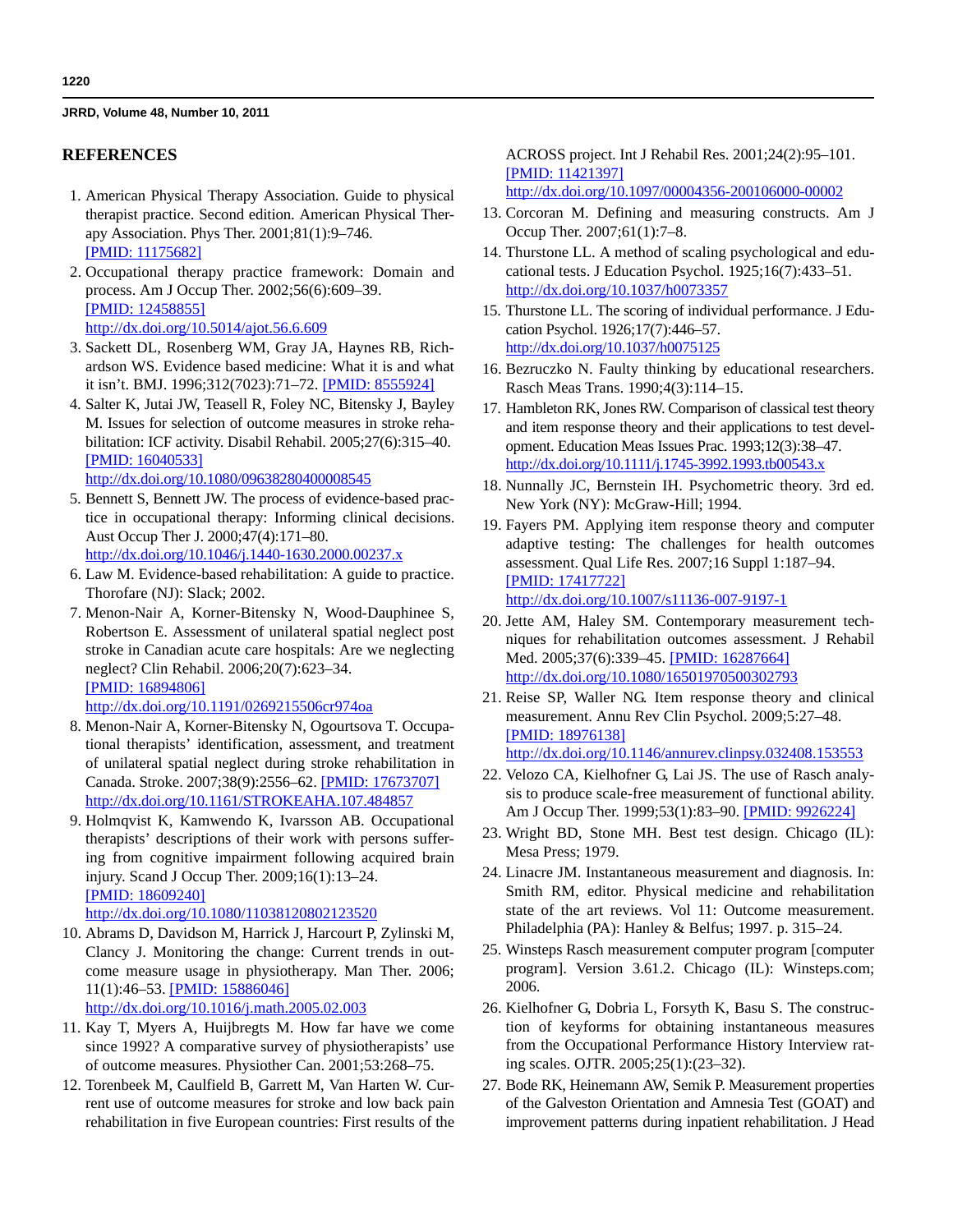## REFERENCES

1. American Physical Therapy Association. Guide to physical therapist practice. Second edition. American Physical Therapy Association. Phys Ther. 2001;81(1):9–746. [PMID: 11175682]
2. Occupational therapy practice framework: Domain and process. Am J Occup Ther. 2002;56(6):609–39. [PMID: 12458855] http://dx.doi.org/10.5014/ajot.56.6.609
3. Sackett DL, Rosenberg WM, Gray JA, Haynes RB, Richardson WS. Evidence based medicine: What it is and what it isn't. BMJ. 1996;312(7023):71–72. [PMID: 8555924]
4. Salter K, Jutai JW, Teasell R, Foley NC, Bitensky J, Bayley M. Issues for selection of outcome measures in stroke rehabilitation: ICF activity. Disabil Rehabil. 2005;27(6):315–40. [PMID: 16040533] http://dx.doi.org/10.1080/09638280400008545
5. Bennett S, Bennett JW. The process of evidence-based practice in occupational therapy: Informing clinical decisions. Aust Occup Ther J. 2000;47(4):171–80. http://dx.doi.org/10.1046/j.1440-1630.2000.00237.x
6. Law M. Evidence-based rehabilitation: A guide to practice. Thorofare (NJ): Slack; 2002.
7. Menon-Nair A, Korner-Bitensky N, Wood-Dauphinee S, Robertson E. Assessment of unilateral spatial neglect post stroke in Canadian acute care hospitals: Are we neglecting neglect? Clin Rehabil. 2006;20(7):623–34. [PMID: 16894806] http://dx.doi.org/10.1191/0269215506cr974oa
8. Menon-Nair A, Korner-Bitensky N, Ogourtsova T. Occupational therapists' identification, assessment, and treatment of unilateral spatial neglect during stroke rehabilitation in Canada. Stroke. 2007;38(9):2556–62. [PMID: 17673707] http://dx.doi.org/10.1161/STROKEAHA.107.484857
9. Holmqvist K, Kamwendo K, Ivarsson AB. Occupational therapists' descriptions of their work with persons suffering from cognitive impairment following acquired brain injury. Scand J Occup Ther. 2009;16(1):13–24. [PMID: 18609240] http://dx.doi.org/10.1080/11038120802123520
10. Abrams D, Davidson M, Harrick J, Harcourt P, Zylinski M, Clancy J. Monitoring the change: Current trends in outcome measure usage in physiotherapy. Man Ther. 2006; 11(1):46–53. [PMID: 15886046] http://dx.doi.org/10.1016/j.math.2005.02.003
11. Kay T, Myers A, Huijbregts M. How far have we come since 1992? A comparative survey of physiotherapists' use of outcome measures. Physiother Can. 2001;53:268–75.
12. Torenbeek M, Caulfield B, Garrett M, Van Harten W. Current use of outcome measures for stroke and low back pain rehabilitation in five European countries: First results of the ACROSS project. Int J Rehabil Res. 2001;24(2):95–101. [PMID: 11421397] http://dx.doi.org/10.1097/00004356-200106000-00002
13. Corcoran M. Defining and measuring constructs. Am J Occup Ther. 2007;61(1):7–8.
14. Thurstone LL. A method of scaling psychological and educational tests. J Education Psychol. 1925;16(7):433–51. http://dx.doi.org/10.1037/h0073357
15. Thurstone LL. The scoring of individual performance. J Education Psychol. 1926;17(7):446–57. http://dx.doi.org/10.1037/h0075125
16. Bezruczko N. Faulty thinking by educational researchers. Rasch Meas Trans. 1990;4(3):114–15.
17. Hambleton RK, Jones RW. Comparison of classical test theory and item response theory and their applications to test development. Education Meas Issues Prac. 1993;12(3):38–47. http://dx.doi.org/10.1111/j.1745-3992.1993.tb00543.x
18. Nunnally JC, Bernstein IH. Psychometric theory. 3rd ed. New York (NY): McGraw-Hill; 1994.
19. Fayers PM. Applying item response theory and computer adaptive testing: The challenges for health outcomes assessment. Qual Life Res. 2007;16 Suppl 1:187–94. [PMID: 17417722] http://dx.doi.org/10.1007/s11136-007-9197-1
20. Jette AM, Haley SM. Contemporary measurement techniques for rehabilitation outcomes assessment. J Rehabil Med. 2005;37(6):339–45. [PMID: 16287664] http://dx.doi.org/10.1080/16501970500302793
21. Reise SP, Waller NG. Item response theory and clinical measurement. Annu Rev Clin Psychol. 2009;5:27–48. [PMID: 18976138] http://dx.doi.org/10.1146/annurev.clinpsy.032408.153553
22. Velozo CA, Kielhofner G, Lai JS. The use of Rasch analysis to produce scale-free measurement of functional ability. Am J Occup Ther. 1999;53(1):83–90. [PMID: 9926224]
23. Wright BD, Stone MH. Best test design. Chicago (IL): Mesa Press; 1979.
24. Linacre JM. Instantaneous measurement and diagnosis. In: Smith RM, editor. Physical medicine and rehabilitation state of the art reviews. Vol 11: Outcome measurement. Philadelphia (PA): Hanley & Belfus; 1997. p. 315–24.
25. Winsteps Rasch measurement computer program [computer program]. Version 3.61.2. Chicago (IL): Winsteps.com; 2006.
26. Kielhofner G, Dobria L, Forsyth K, Basu S. The construction of keyforms for obtaining instantaneous measures from the Occupational Performance History Interview rating scales. OJTR. 2005;25(1):(23–32).
27. Bode RK, Heinemann AW, Semik P. Measurement properties of the Galveston Orientation and Amnesia Test (GOAT) and improvement patterns during inpatient rehabilitation. J Head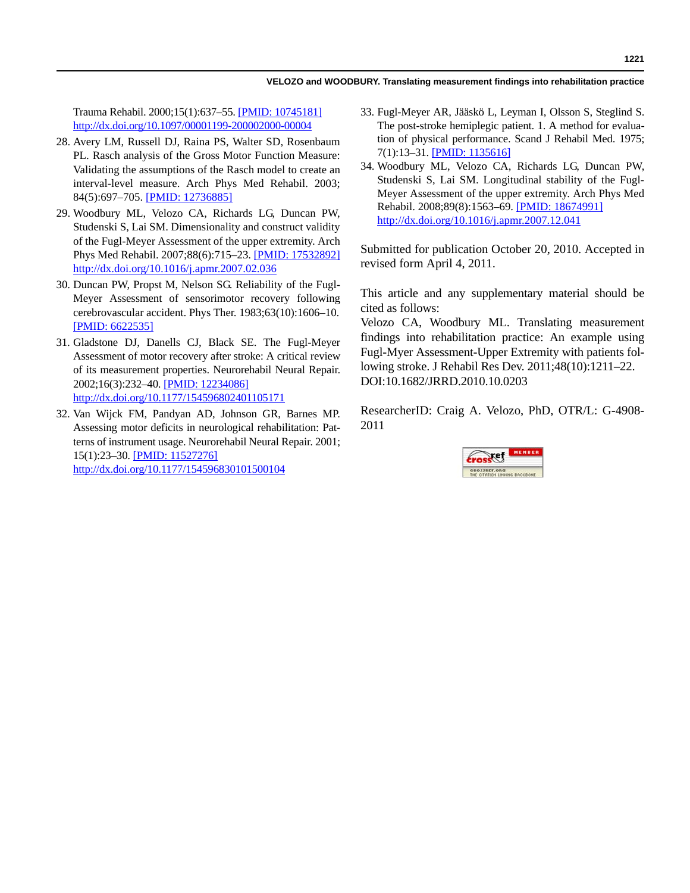Trauma Rehabil. 2000;15(1):637–55. [PMID: 10745181] http://dx.doi.org/10.1097/00001199-200002000-00004

28. Avery LM, Russell DJ, Raina PS, Walter SD, Rosenbaum PL. Rasch analysis of the Gross Motor Function Measure: Validating the assumptions of the Rasch model to create an interval-level measure. Arch Phys Med Rehabil. 2003; 84(5):697–705. [PMID: 12736885]
29. Woodbury ML, Velozo CA, Richards LG, Duncan PW, Studenski S, Lai SM. Dimensionality and construct validity of the Fugl-Meyer Assessment of the upper extremity. Arch Phys Med Rehabil. 2007;88(6):715–23. [PMID: 17532892] http://dx.doi.org/10.1016/j.apmr.2007.02.036
30. Duncan PW, Propst M, Nelson SG. Reliability of the Fugl-Meyer Assessment of sensorimotor recovery following cerebrovascular accident. Phys Ther. 1983;63(10):1606–10. [PMID: 6622535]
31. Gladstone DJ, Danells CJ, Black SE. The Fugl-Meyer Assessment of motor recovery after stroke: A critical review of its measurement properties. Neurorehabil Neural Repair. 2002;16(3):232–40. [PMID: 12234086] http://dx.doi.org/10.1177/154596802401105171
32. Van Wijck FM, Pandyan AD, Johnson GR, Barnes MP. Assessing motor deficits in neurological rehabilitation: Patterns of instrument usage. Neurorehabil Neural Repair. 2001; 15(1):23–30. [PMID: 11527276] http://dx.doi.org/10.1177/154596830101500104
33. Fugl-Meyer AR, Jääskö L, Leyman I, Olsson S, Steglind S. The post-stroke hemiplegic patient. 1. A method for evaluation of physical performance. Scand J Rehabil Med. 1975; 7(1):13–31. [PMID: 1135616]
34. Woodbury ML, Velozo CA, Richards LG, Duncan PW, Studenski S, Lai SM. Longitudinal stability of the Fugl-Meyer Assessment of the upper extremity. Arch Phys Med Rehabil. 2008;89(8):1563–69. [PMID: 18674991] http://dx.doi.org/10.1016/j.apmr.2007.12.041

Submitted for publication October 20, 2010. Accepted in revised form April 4, 2011.

This article and any supplementary material should be cited as follows:
Velozo CA, Woodbury ML. Translating measurement findings into rehabilitation practice: An example using Fugl-Myer Assessment-Upper Extremity with patients following stroke. J Rehabil Res Dev. 2011;48(10):1211–22. DOI:10.1682/JRRD.2010.10.0203

ResearcherID: Craig A. Velozo, PhD, OTR/L: G-4908-2011